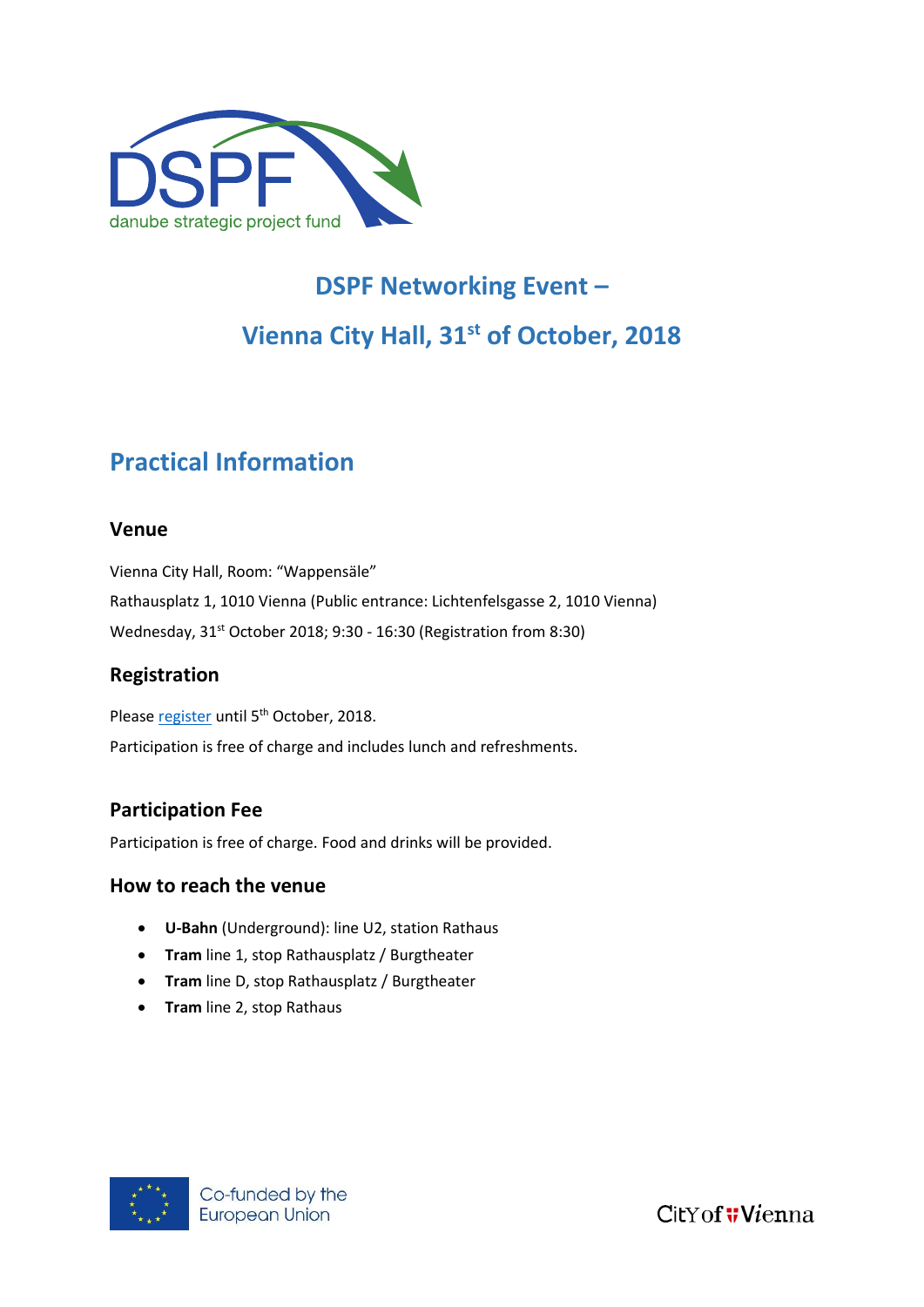# DSPF Networking Event –

# Vienna City Hall, 31st of October, 2018

## Practical Information

### Venue

Vienna City Hall, Room: "Wappensäle"

Rathausplatz 1, 1010 Vienna (Public entrance: Lichtenfelsgasse 2, 1010 Vienna)

Wednesday, 31st October 2018; 9:30 - 16:30 (Registration from 8:30)

### Registration

Please register until 5th October, 2018.

Participation is free of charge and includes lunch and refreshments.

### Participation Fee

Participation is free of charge. Food and drinks will be provided.

### How to reach the venue

- **U-Bahn** (Underground): line U2, station Rathaus
- **Tram** line 1, stop Rathausplatz / Burgtheater
- **Tram** line D, stop Rathausplatz / Burgtheater
- **Tram** line 2, stop Rathaus

Co-funded by the European Union

City of Vienna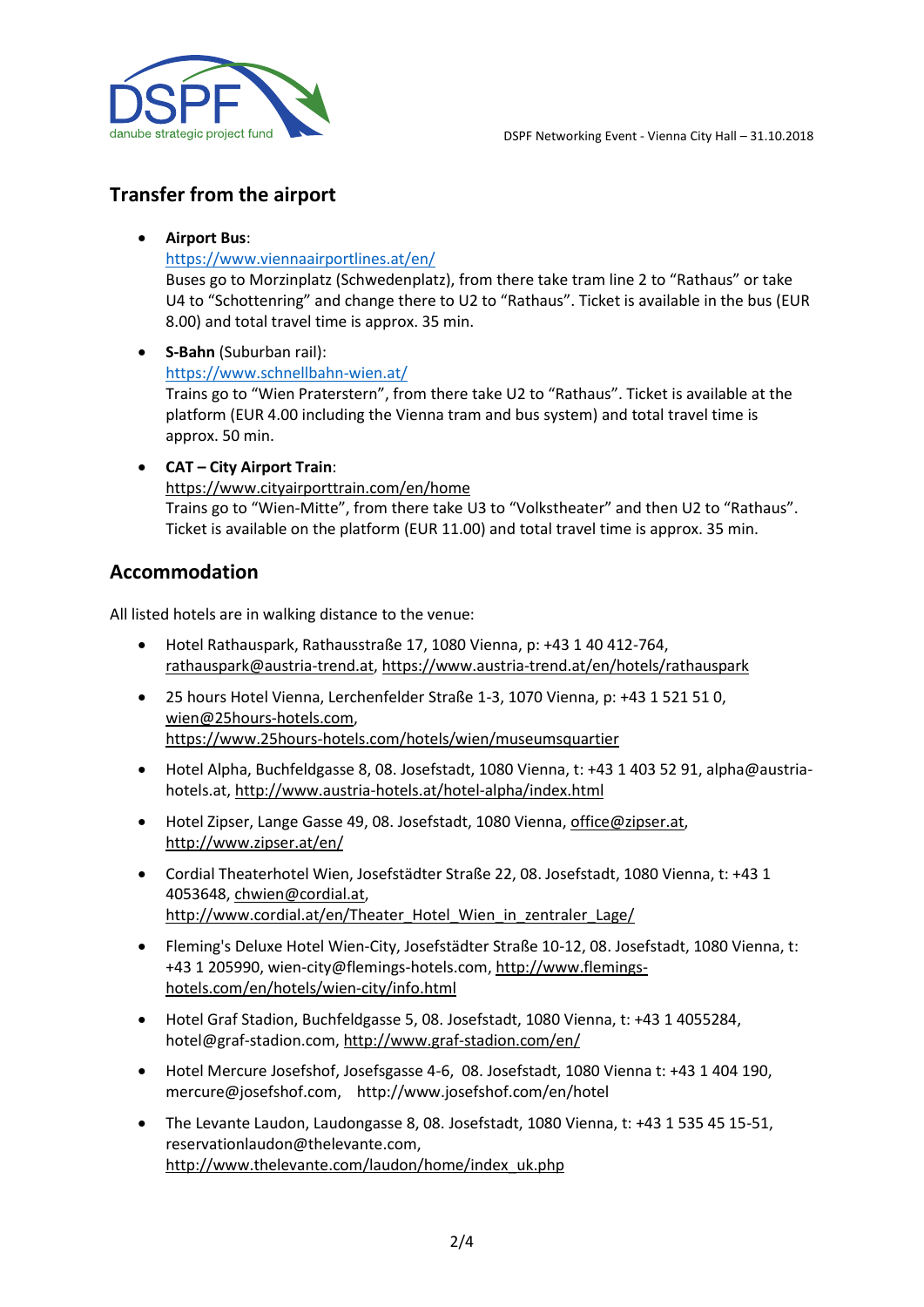## Transfer from the airport

- **Airport Bus**:
  https://www.viennaairportlines.at/en/
  Buses go to Morzinplatz (Schwedenplatz), from there take tram line 2 to "Rathaus" or take U4 to "Schottenring" and change there to U2 to "Rathaus". Ticket is available in the bus (EUR 8.00) and total travel time is approx. 35 min.

- **S-Bahn** (Suburban rail):
  https://www.schnellbahn-wien.at/
  Trains go to "Wien Praterstern", from there take U2 to "Rathaus". Ticket is available at the platform (EUR 4.00 including the Vienna tram and bus system) and total travel time is approx. 50 min.

- **CAT – City Airport Train**:
  https://www.cityairporttrain.com/en/home
  Trains go to "Wien-Mitte", from there take U3 to "Volkstheater" and then U2 to "Rathaus". Ticket is available on the platform (EUR 11.00) and total travel time is approx. 35 min.

## Accommodation

All listed hotels are in walking distance to the venue:

- Hotel Rathauspark, Rathausstraße 17, 1080 Vienna, p: +43 1 40 412-764, rathauspark@austria-trend.at, https://www.austria-trend.at/en/hotels/rathauspark
- 25 hours Hotel Vienna, Lerchenfelder Straße 1-3, 1070 Vienna, p: +43 1 521 51 0, wien@25hours-hotels.com, https://www.25hours-hotels.com/hotels/wien/museumsquartier
- Hotel Alpha, Buchfeldgasse 8, 08. Josefstadt, 1080 Vienna, t: +43 1 403 52 91, alpha@austria-hotels.at, http://www.austria-hotels.at/hotel-alpha/index.html
- Hotel Zipser, Lange Gasse 49, 08. Josefstadt, 1080 Vienna, office@zipser.at, http://www.zipser.at/en/
- Cordial Theaterhotel Wien, Josefstädter Straße 22, 08. Josefstadt, 1080 Vienna, t: +43 1 4053648, chwien@cordial.at, http://www.cordial.at/en/Theater_Hotel_Wien_in_zentraler_Lage/
- Fleming's Deluxe Hotel Wien-City, Josefstädter Straße 10-12, 08. Josefstadt, 1080 Vienna, t: +43 1 205990, wien-city@flemings-hotels.com, http://www.flemings-hotels.com/en/hotels/wien-city/info.html
- Hotel Graf Stadion, Buchfeldgasse 5, 08. Josefstadt, 1080 Vienna, t: +43 1 4055284, hotel@graf-stadion.com, http://www.graf-stadion.com/en/
- Hotel Mercure Josefshof, Josefsgasse 4-6, 08. Josefstadt, 1080 Vienna t: +43 1 404 190, mercure@josefshof.com, http://www.josefshof.com/en/hotel
- The Levante Laudon, Laudongasse 8, 08. Josefstadt, 1080 Vienna, t: +43 1 535 45 15-51, reservationlaudon@thelevante.com, http://www.thelevante.com/laudon/home/index_uk.php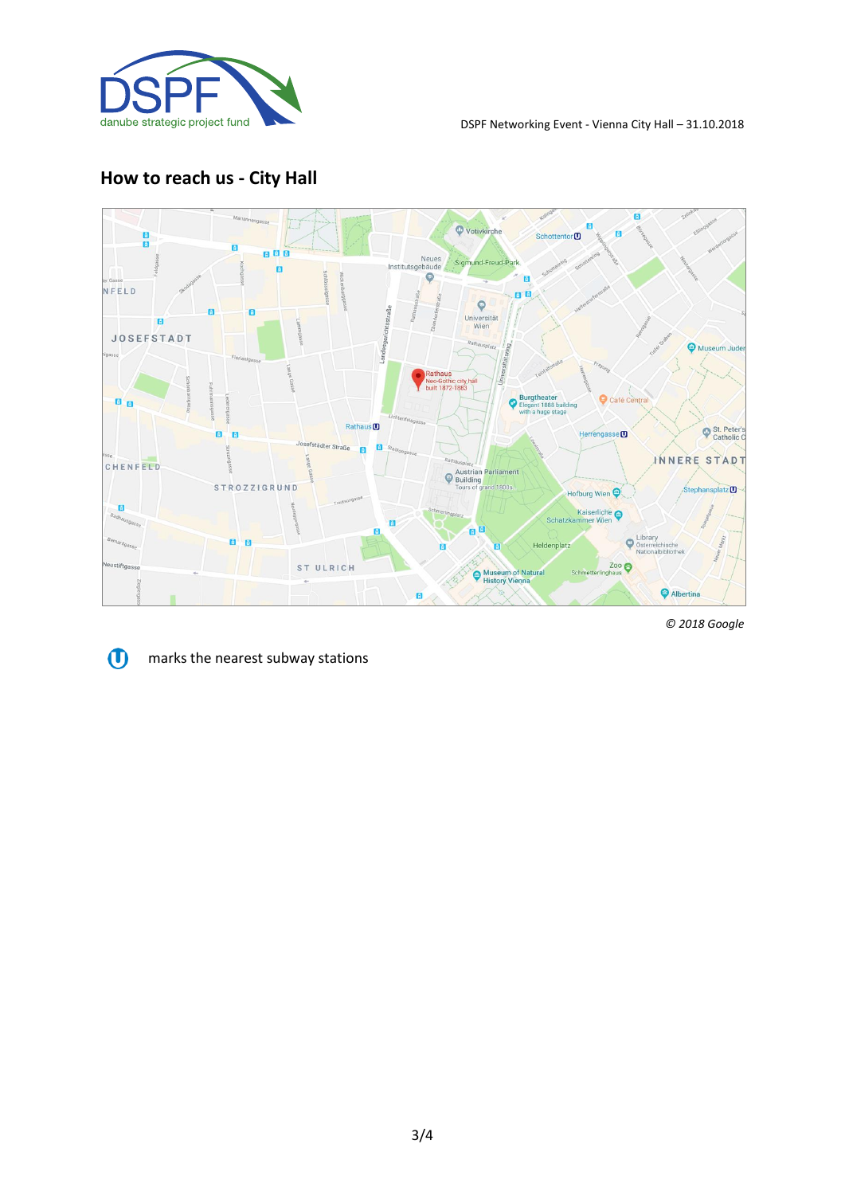## How to reach us - City Hall

*© 2018 Google*

Ⓤ marks the nearest subway stations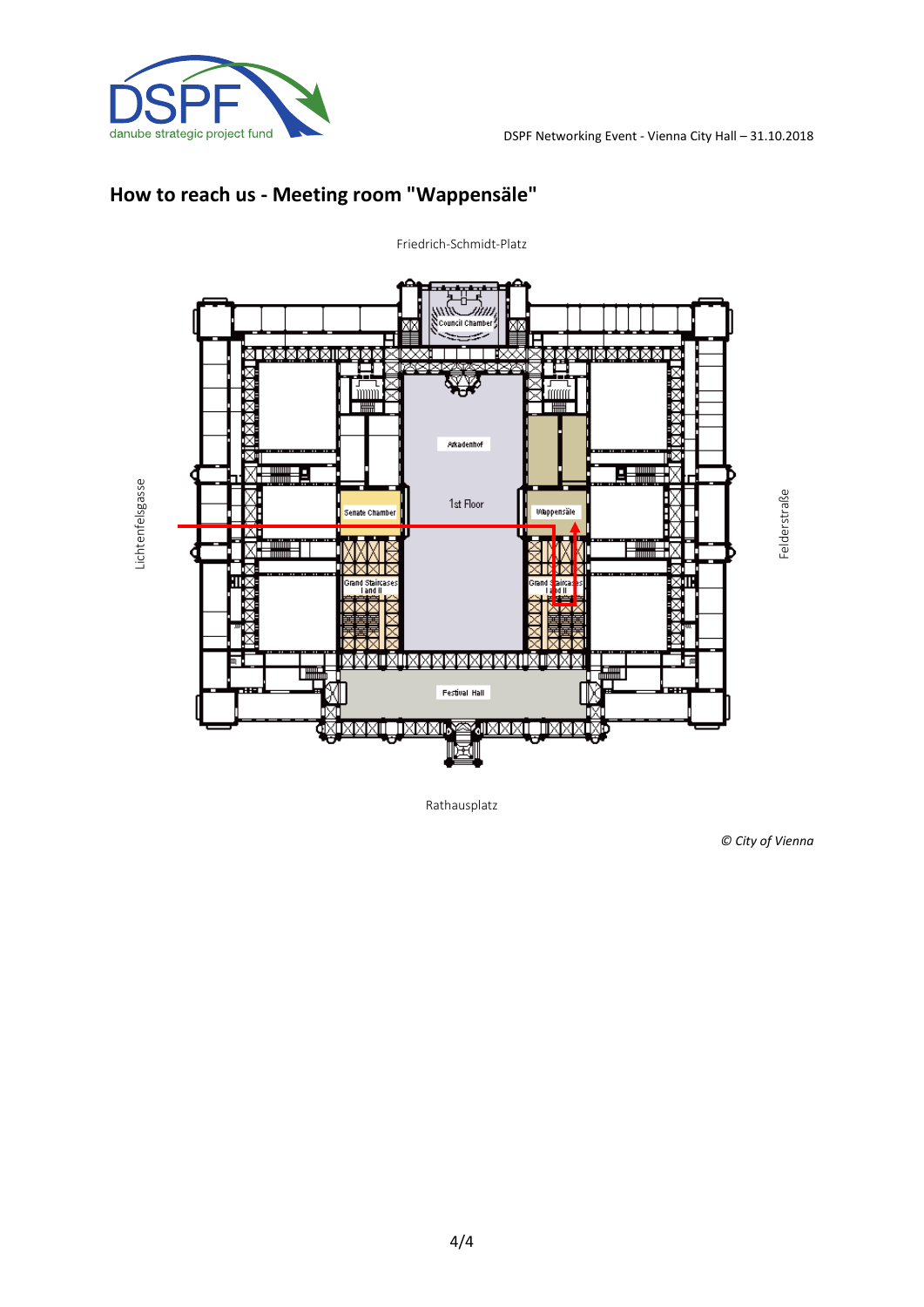## How to reach us - Meeting room "Wappensäle"

Friedrich-Schmidt-Platz

Council Chamber

Arkadenhof

1st Floor

Senate Chamber

Wappensäle

Grand Staircases I and II

Grand Staircases I and II

Festival Hall

Lichtenfelsgasse

Felderstraße

Rathausplatz

*© City of Vienna*